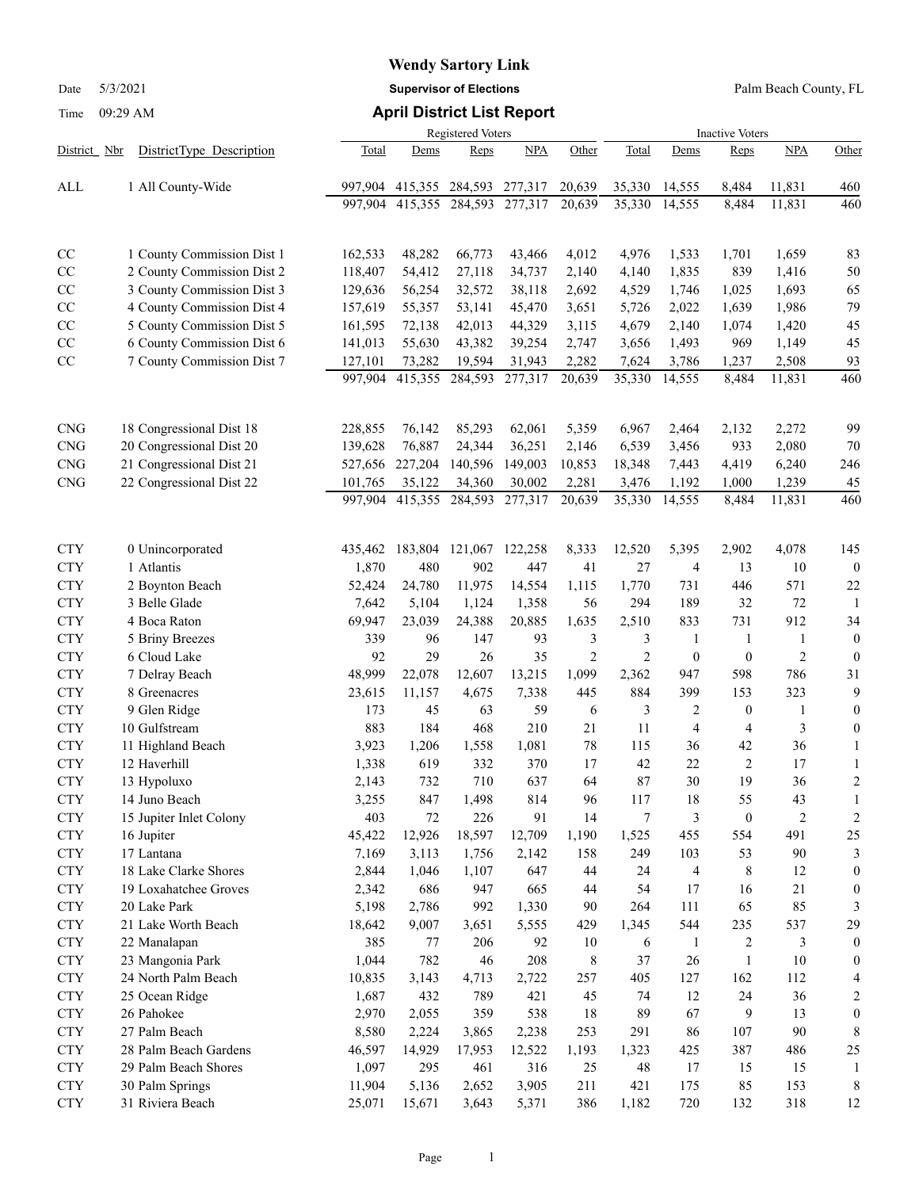# Wendy Sartory Link

**Supervisor of Elections**

Palm Beach County, FL

Date 5/3/2021

Time 09:29 AM

## April District List Report

| District | Nbr | DistrictType Description | Registered Voters Total | Dems | Reps | NPA | Other | Inactive Voters Total | Dems | Reps | NPA | Other |
|---|---|---|---|---|---|---|---|---|---|---|---|---|
| ALL | 1 | All County-Wide | 997,904 | 415,355 | 284,593 | 277,317 | 20,639 | 35,330 | 14,555 | 8,484 | 11,831 | 460 |
| | | | 997,904 | 415,355 | 284,593 | 277,317 | 20,639 | 35,330 | 14,555 | 8,484 | 11,831 | 460 |
| CC | 1 | County Commission Dist 1 | 162,533 | 48,282 | 66,773 | 43,466 | 4,012 | 4,976 | 1,533 | 1,701 | 1,659 | 83 |
| CC | 2 | County Commission Dist 2 | 118,407 | 54,412 | 27,118 | 34,737 | 2,140 | 4,140 | 1,835 | 839 | 1,416 | 50 |
| CC | 3 | County Commission Dist 3 | 129,636 | 56,254 | 32,572 | 38,118 | 2,692 | 4,529 | 1,746 | 1,025 | 1,693 | 65 |
| CC | 4 | County Commission Dist 4 | 157,619 | 55,357 | 53,141 | 45,470 | 3,651 | 5,726 | 2,022 | 1,639 | 1,986 | 79 |
| CC | 5 | County Commission Dist 5 | 161,595 | 72,138 | 42,013 | 44,329 | 3,115 | 4,679 | 2,140 | 1,074 | 1,420 | 45 |
| CC | 6 | County Commission Dist 6 | 141,013 | 55,630 | 43,382 | 39,254 | 2,747 | 3,656 | 1,493 | 969 | 1,149 | 45 |
| CC | 7 | County Commission Dist 7 | 127,101 | 73,282 | 19,594 | 31,943 | 2,282 | 7,624 | 3,786 | 1,237 | 2,508 | 93 |
| | | | 997,904 | 415,355 | 284,593 | 277,317 | 20,639 | 35,330 | 14,555 | 8,484 | 11,831 | 460 |
| CNG | 18 | Congressional Dist 18 | 228,855 | 76,142 | 85,293 | 62,061 | 5,359 | 6,967 | 2,464 | 2,132 | 2,272 | 99 |
| CNG | 20 | Congressional Dist 20 | 139,628 | 76,887 | 24,344 | 36,251 | 2,146 | 6,539 | 3,456 | 933 | 2,080 | 70 |
| CNG | 21 | Congressional Dist 21 | 527,656 | 227,204 | 140,596 | 149,003 | 10,853 | 18,348 | 7,443 | 4,419 | 6,240 | 246 |
| CNG | 22 | Congressional Dist 22 | 101,765 | 35,122 | 34,360 | 30,002 | 2,281 | 3,476 | 1,192 | 1,000 | 1,239 | 45 |
| | | | 997,904 | 415,355 | 284,593 | 277,317 | 20,639 | 35,330 | 14,555 | 8,484 | 11,831 | 460 |
| CTY | 0 | Unincorporated | 435,462 | 183,804 | 121,067 | 122,258 | 8,333 | 12,520 | 5,395 | 2,902 | 4,078 | 145 |
| CTY | 1 | Atlantis | 1,870 | 480 | 902 | 447 | 41 | 27 | 4 | 13 | 10 | 0 |
| CTY | 2 | Boynton Beach | 52,424 | 24,780 | 11,975 | 14,554 | 1,115 | 1,770 | 731 | 446 | 571 | 22 |
| CTY | 3 | Belle Glade | 7,642 | 5,104 | 1,124 | 1,358 | 56 | 294 | 189 | 32 | 72 | 1 |
| CTY | 4 | Boca Raton | 69,947 | 23,039 | 24,388 | 20,885 | 1,635 | 2,510 | 833 | 731 | 912 | 34 |
| CTY | 5 | Briny Breezes | 339 | 96 | 147 | 93 | 3 | 3 | 1 | 1 | 1 | 0 |
| CTY | 6 | Cloud Lake | 92 | 29 | 26 | 35 | 2 | 2 | 0 | 0 | 2 | 0 |
| CTY | 7 | Delray Beach | 48,999 | 22,078 | 12,607 | 13,215 | 1,099 | 2,362 | 947 | 598 | 786 | 31 |
| CTY | 8 | Greenacres | 23,615 | 11,157 | 4,675 | 7,338 | 445 | 884 | 399 | 153 | 323 | 9 |
| CTY | 9 | Glen Ridge | 173 | 45 | 63 | 59 | 6 | 3 | 2 | 0 | 1 | 0 |
| CTY | 10 | Gulfstream | 883 | 184 | 468 | 210 | 21 | 11 | 4 | 4 | 3 | 0 |
| CTY | 11 | Highland Beach | 3,923 | 1,206 | 1,558 | 1,081 | 78 | 115 | 36 | 42 | 36 | 1 |
| CTY | 12 | Haverhill | 1,338 | 619 | 332 | 370 | 17 | 42 | 22 | 2 | 17 | 1 |
| CTY | 13 | Hypoluxo | 2,143 | 732 | 710 | 637 | 64 | 87 | 30 | 19 | 36 | 2 |
| CTY | 14 | Juno Beach | 3,255 | 847 | 1,498 | 814 | 96 | 117 | 18 | 55 | 43 | 1 |
| CTY | 15 | Jupiter Inlet Colony | 403 | 72 | 226 | 91 | 14 | 7 | 3 | 0 | 2 | 2 |
| CTY | 16 | Jupiter | 45,422 | 12,926 | 18,597 | 12,709 | 1,190 | 1,525 | 455 | 554 | 491 | 25 |
| CTY | 17 | Lantana | 7,169 | 3,113 | 1,756 | 2,142 | 158 | 249 | 103 | 53 | 90 | 3 |
| CTY | 18 | Lake Clarke Shores | 2,844 | 1,046 | 1,107 | 647 | 44 | 24 | 4 | 8 | 12 | 0 |
| CTY | 19 | Loxahatchee Groves | 2,342 | 686 | 947 | 665 | 44 | 54 | 17 | 16 | 21 | 0 |
| CTY | 20 | Lake Park | 5,198 | 2,786 | 992 | 1,330 | 90 | 264 | 111 | 65 | 85 | 3 |
| CTY | 21 | Lake Worth Beach | 18,642 | 9,007 | 3,651 | 5,555 | 429 | 1,345 | 544 | 235 | 537 | 29 |
| CTY | 22 | Manalapan | 385 | 77 | 206 | 92 | 10 | 6 | 1 | 2 | 3 | 0 |
| CTY | 23 | Mangonia Park | 1,044 | 782 | 46 | 208 | 8 | 37 | 26 | 1 | 10 | 0 |
| CTY | 24 | North Palm Beach | 10,835 | 3,143 | 4,713 | 2,722 | 257 | 405 | 127 | 162 | 112 | 4 |
| CTY | 25 | Ocean Ridge | 1,687 | 432 | 789 | 421 | 45 | 74 | 12 | 24 | 36 | 2 |
| CTY | 26 | Pahokee | 2,970 | 2,055 | 359 | 538 | 18 | 89 | 67 | 9 | 13 | 0 |
| CTY | 27 | Palm Beach | 8,580 | 2,224 | 3,865 | 2,238 | 253 | 291 | 86 | 107 | 90 | 8 |
| CTY | 28 | Palm Beach Gardens | 46,597 | 14,929 | 17,953 | 12,522 | 1,193 | 1,323 | 425 | 387 | 486 | 25 |
| CTY | 29 | Palm Beach Shores | 1,097 | 295 | 461 | 316 | 25 | 48 | 17 | 15 | 15 | 1 |
| CTY | 30 | Palm Springs | 11,904 | 5,136 | 2,652 | 3,905 | 211 | 421 | 175 | 85 | 153 | 8 |
| CTY | 31 | Riviera Beach | 25,071 | 15,671 | 3,643 | 5,371 | 386 | 1,182 | 720 | 132 | 318 | 12 |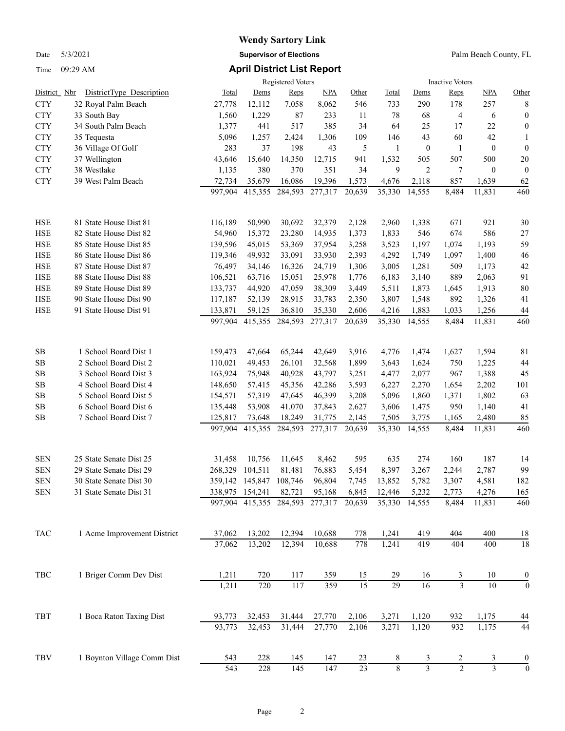# Wendy Sartory Link

**Supervisor of Elections**

Palm Beach County, FL

Date 5/3/2021

Time 09:29 AM

## April District List Report

| District | Nbr | DistrictType Description | Registered Voters Total | Dems | Reps | NPA | Other | Inactive Voters Total | Dems | Reps | NPA | Other |
|---|---|---|---|---|---|---|---|---|---|---|---|---|
| CTY | 32 | Royal Palm Beach | 27,778 | 12,112 | 7,058 | 8,062 | 546 | 733 | 290 | 178 | 257 | 8 |
| CTY | 33 | South Bay | 1,560 | 1,229 | 87 | 233 | 11 | 78 | 68 | 4 | 6 | 0 |
| CTY | 34 | South Palm Beach | 1,377 | 441 | 517 | 385 | 34 | 64 | 25 | 17 | 22 | 0 |
| CTY | 35 | Tequesta | 5,096 | 1,257 | 2,424 | 1,306 | 109 | 146 | 43 | 60 | 42 | 1 |
| CTY | 36 | Village Of Golf | 283 | 37 | 198 | 43 | 5 | 1 | 0 | 1 | 0 | 0 |
| CTY | 37 | Wellington | 43,646 | 15,640 | 14,350 | 12,715 | 941 | 1,532 | 505 | 507 | 500 | 20 |
| CTY | 38 | Westlake | 1,135 | 380 | 370 | 351 | 34 | 9 | 2 | 7 | 0 | 0 |
| CTY | 39 | West Palm Beach | 72,734 | 35,679 | 16,086 | 19,396 | 1,573 | 4,676 | 2,118 | 857 | 1,639 | 62 |
| | | | 997,904 | 415,355 | 284,593 | 277,317 | 20,639 | 35,330 | 14,555 | 8,484 | 11,831 | 460 |
| HSE | 81 | State House Dist 81 | 116,189 | 50,990 | 30,692 | 32,379 | 2,128 | 2,960 | 1,338 | 671 | 921 | 30 |
| HSE | 82 | State House Dist 82 | 54,960 | 15,372 | 23,280 | 14,935 | 1,373 | 1,833 | 546 | 674 | 586 | 27 |
| HSE | 85 | State House Dist 85 | 139,596 | 45,015 | 53,369 | 37,954 | 3,258 | 3,523 | 1,197 | 1,074 | 1,193 | 59 |
| HSE | 86 | State House Dist 86 | 119,346 | 49,932 | 33,091 | 33,930 | 2,393 | 4,292 | 1,749 | 1,097 | 1,400 | 46 |
| HSE | 87 | State House Dist 87 | 76,497 | 34,146 | 16,326 | 24,719 | 1,306 | 3,005 | 1,281 | 509 | 1,173 | 42 |
| HSE | 88 | State House Dist 88 | 106,521 | 63,716 | 15,051 | 25,978 | 1,776 | 6,183 | 3,140 | 889 | 2,063 | 91 |
| HSE | 89 | State House Dist 89 | 133,737 | 44,920 | 47,059 | 38,309 | 3,449 | 5,511 | 1,873 | 1,645 | 1,913 | 80 |
| HSE | 90 | State House Dist 90 | 117,187 | 52,139 | 28,915 | 33,783 | 2,350 | 3,807 | 1,548 | 892 | 1,326 | 41 |
| HSE | 91 | State House Dist 91 | 133,871 | 59,125 | 36,810 | 35,330 | 2,606 | 4,216 | 1,883 | 1,033 | 1,256 | 44 |
| | | | 997,904 | 415,355 | 284,593 | 277,317 | 20,639 | 35,330 | 14,555 | 8,484 | 11,831 | 460 |
| SB | 1 | School Board Dist 1 | 159,473 | 47,664 | 65,244 | 42,649 | 3,916 | 4,776 | 1,474 | 1,627 | 1,594 | 81 |
| SB | 2 | School Board Dist 2 | 110,021 | 49,453 | 26,101 | 32,568 | 1,899 | 3,643 | 1,624 | 750 | 1,225 | 44 |
| SB | 3 | School Board Dist 3 | 163,924 | 75,948 | 40,928 | 43,797 | 3,251 | 4,477 | 2,077 | 967 | 1,388 | 45 |
| SB | 4 | School Board Dist 4 | 148,650 | 57,415 | 45,356 | 42,286 | 3,593 | 6,227 | 2,270 | 1,654 | 2,202 | 101 |
| SB | 5 | School Board Dist 5 | 154,571 | 57,319 | 47,645 | 46,399 | 3,208 | 5,096 | 1,860 | 1,371 | 1,802 | 63 |
| SB | 6 | School Board Dist 6 | 135,448 | 53,908 | 41,070 | 37,843 | 2,627 | 3,606 | 1,475 | 950 | 1,140 | 41 |
| SB | 7 | School Board Dist 7 | 125,817 | 73,648 | 18,249 | 31,775 | 2,145 | 7,505 | 3,775 | 1,165 | 2,480 | 85 |
| | | | 997,904 | 415,355 | 284,593 | 277,317 | 20,639 | 35,330 | 14,555 | 8,484 | 11,831 | 460 |
| SEN | 25 | State Senate Dist 25 | 31,458 | 10,756 | 11,645 | 8,462 | 595 | 635 | 274 | 160 | 187 | 14 |
| SEN | 29 | State Senate Dist 29 | 268,329 | 104,511 | 81,481 | 76,883 | 5,454 | 8,397 | 3,267 | 2,244 | 2,787 | 99 |
| SEN | 30 | State Senate Dist 30 | 359,142 | 145,847 | 108,746 | 96,804 | 7,745 | 13,852 | 5,782 | 3,307 | 4,581 | 182 |
| SEN | 31 | State Senate Dist 31 | 338,975 | 154,241 | 82,721 | 95,168 | 6,845 | 12,446 | 5,232 | 2,773 | 4,276 | 165 |
| | | | 997,904 | 415,355 | 284,593 | 277,317 | 20,639 | 35,330 | 14,555 | 8,484 | 11,831 | 460 |
| TAC | 1 | Acme Improvement District | 37,062 | 13,202 | 12,394 | 10,688 | 778 | 1,241 | 419 | 404 | 400 | 18 |
| | | | 37,062 | 13,202 | 12,394 | 10,688 | 778 | 1,241 | 419 | 404 | 400 | 18 |
| TBC | 1 | Briger Comm Dev Dist | 1,211 | 720 | 117 | 359 | 15 | 29 | 16 | 3 | 10 | 0 |
| | | | 1,211 | 720 | 117 | 359 | 15 | 29 | 16 | 3 | 10 | 0 |
| TBT | 1 | Boca Raton Taxing Dist | 93,773 | 32,453 | 31,444 | 27,770 | 2,106 | 3,271 | 1,120 | 932 | 1,175 | 44 |
| | | | 93,773 | 32,453 | 31,444 | 27,770 | 2,106 | 3,271 | 1,120 | 932 | 1,175 | 44 |
| TBV | 1 | Boynton Village Comm Dist | 543 | 228 | 145 | 147 | 23 | 8 | 3 | 2 | 3 | 0 |
| | | | 543 | 228 | 145 | 147 | 23 | 8 | 3 | 2 | 3 | 0 |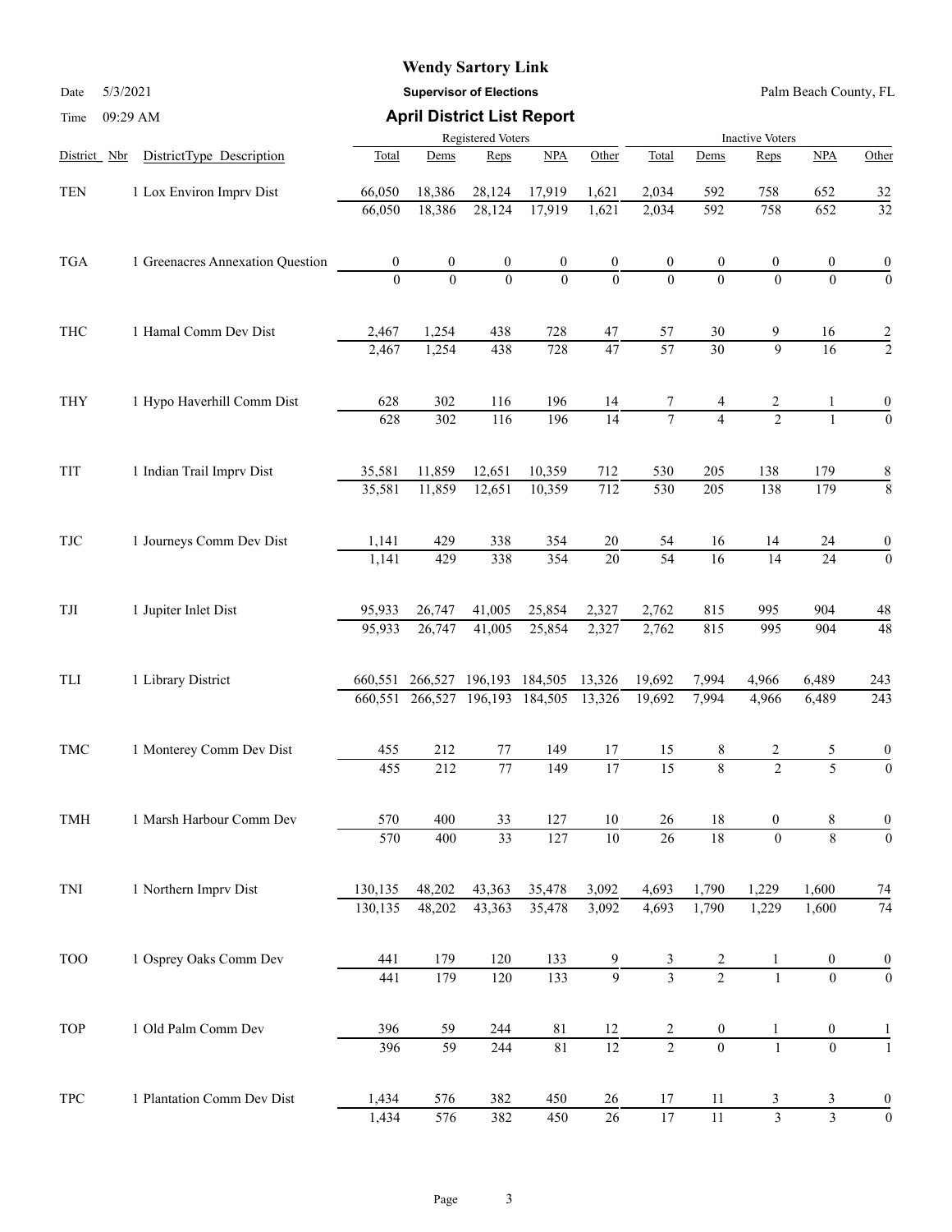**Wendy Sartory Link**

**Supervisor of Elections**

Palm Beach County, FL

Date 5/3/2021

Time 09:29 AM

## April District List Report

| District Nbr | DistrictType Description | Registered Voters Total | Dems | Reps | NPA | Other | Inactive Voters Total | Dems | Reps | NPA | Other |
|---|---|---|---|---|---|---|---|---|---|---|---|
| TEN | 1 Lox Environ Imprv Dist | 66,050 | 18,386 | 28,124 | 17,919 | 1,621 | 2,034 | 592 | 758 | 652 | 32 |
| | | 66,050 | 18,386 | 28,124 | 17,919 | 1,621 | 2,034 | 592 | 758 | 652 | 32 |
| TGA | 1 Greenacres Annexation Question | 0 | 0 | 0 | 0 | 0 | 0 | 0 | 0 | 0 | 0 |
| | | 0 | 0 | 0 | 0 | 0 | 0 | 0 | 0 | 0 | 0 |
| THC | 1 Hamal Comm Dev Dist | 2,467 | 1,254 | 438 | 728 | 47 | 57 | 30 | 9 | 16 | 2 |
| | | 2,467 | 1,254 | 438 | 728 | 47 | 57 | 30 | 9 | 16 | 2 |
| THY | 1 Hypo Haverhill Comm Dist | 628 | 302 | 116 | 196 | 14 | 7 | 4 | 2 | 1 | 0 |
| | | 628 | 302 | 116 | 196 | 14 | 7 | 4 | 2 | 1 | 0 |
| TIT | 1 Indian Trail Imprv Dist | 35,581 | 11,859 | 12,651 | 10,359 | 712 | 530 | 205 | 138 | 179 | 8 |
| | | 35,581 | 11,859 | 12,651 | 10,359 | 712 | 530 | 205 | 138 | 179 | 8 |
| TJC | 1 Journeys Comm Dev Dist | 1,141 | 429 | 338 | 354 | 20 | 54 | 16 | 14 | 24 | 0 |
| | | 1,141 | 429 | 338 | 354 | 20 | 54 | 16 | 14 | 24 | 0 |
| TJI | 1 Jupiter Inlet Dist | 95,933 | 26,747 | 41,005 | 25,854 | 2,327 | 2,762 | 815 | 995 | 904 | 48 |
| | | 95,933 | 26,747 | 41,005 | 25,854 | 2,327 | 2,762 | 815 | 995 | 904 | 48 |
| TLI | 1 Library District | 660,551 | 266,527 | 196,193 | 184,505 | 13,326 | 19,692 | 7,994 | 4,966 | 6,489 | 243 |
| | | 660,551 | 266,527 | 196,193 | 184,505 | 13,326 | 19,692 | 7,994 | 4,966 | 6,489 | 243 |
| TMC | 1 Monterey Comm Dev Dist | 455 | 212 | 77 | 149 | 17 | 15 | 8 | 2 | 5 | 0 |
| | | 455 | 212 | 77 | 149 | 17 | 15 | 8 | 2 | 5 | 0 |
| TMH | 1 Marsh Harbour Comm Dev | 570 | 400 | 33 | 127 | 10 | 26 | 18 | 0 | 8 | 0 |
| | | 570 | 400 | 33 | 127 | 10 | 26 | 18 | 0 | 8 | 0 |
| TNI | 1 Northern Imprv Dist | 130,135 | 48,202 | 43,363 | 35,478 | 3,092 | 4,693 | 1,790 | 1,229 | 1,600 | 74 |
| | | 130,135 | 48,202 | 43,363 | 35,478 | 3,092 | 4,693 | 1,790 | 1,229 | 1,600 | 74 |
| TOO | 1 Osprey Oaks Comm Dev | 441 | 179 | 120 | 133 | 9 | 3 | 2 | 1 | 0 | 0 |
| | | 441 | 179 | 120 | 133 | 9 | 3 | 2 | 1 | 0 | 0 |
| TOP | 1 Old Palm Comm Dev | 396 | 59 | 244 | 81 | 12 | 2 | 0 | 1 | 0 | 1 |
| | | 396 | 59 | 244 | 81 | 12 | 2 | 0 | 1 | 0 | 1 |
| TPC | 1 Plantation Comm Dev Dist | 1,434 | 576 | 382 | 450 | 26 | 17 | 11 | 3 | 3 | 0 |
| | | 1,434 | 576 | 382 | 450 | 26 | 17 | 11 | 3 | 3 | 0 |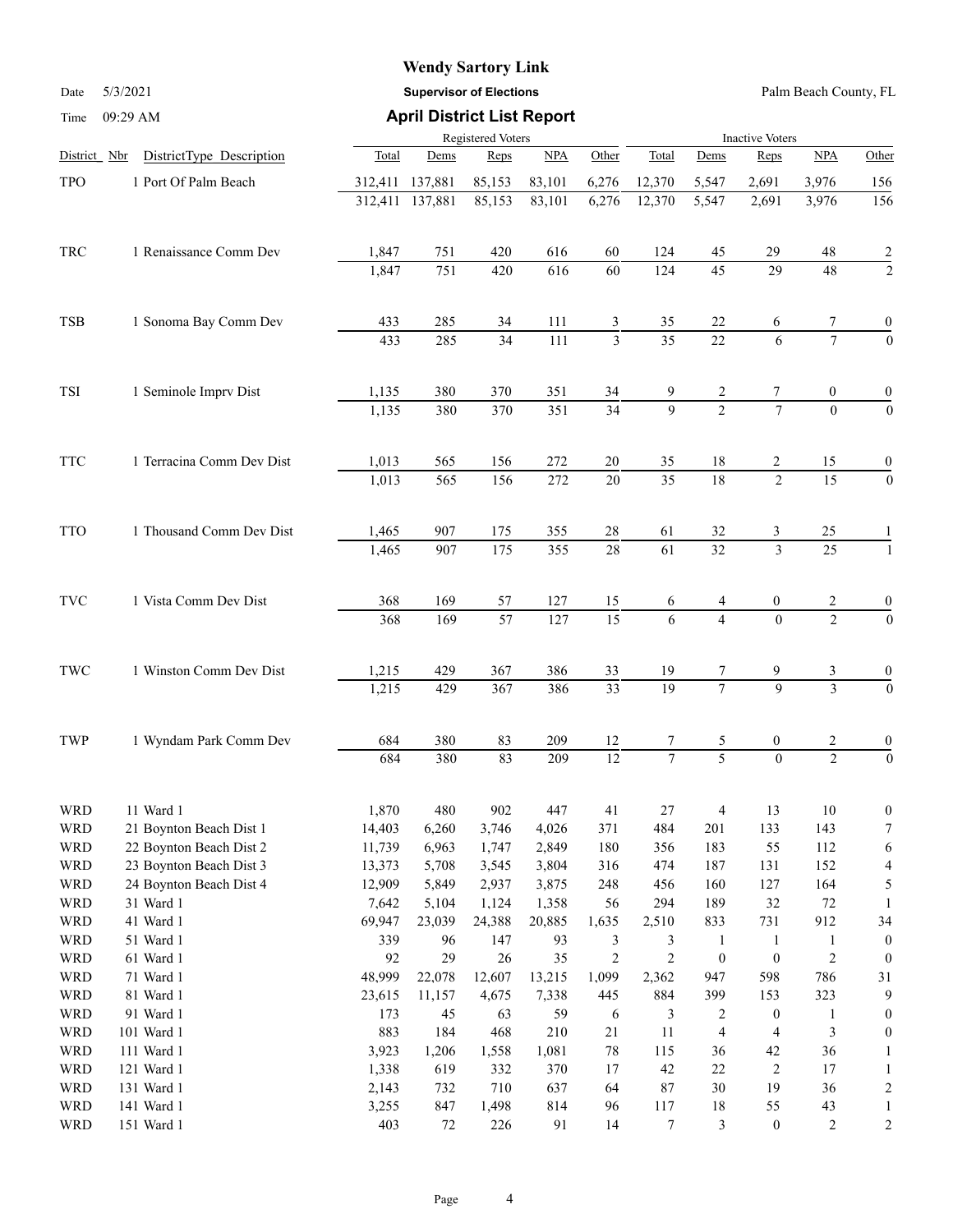# Wendy Sartory Link

**Supervisor of Elections**

Palm Beach County, FL

Date 5/3/2021

Time 09:29 AM

## April District List Report

| District | Nbr | DistrictType Description | Registered Voters Total | Dems | Reps | NPA | Other | Inactive Voters Total | Dems | Reps | NPA | Other |
|---|---|---|---|---|---|---|---|---|---|---|---|---|
| TPO | 1 | Port Of Palm Beach | 312,411 | 137,881 | 85,153 | 83,101 | 6,276 | 12,370 | 5,547 | 2,691 | 3,976 | 156 |
| | | | 312,411 | 137,881 | 85,153 | 83,101 | 6,276 | 12,370 | 5,547 | 2,691 | 3,976 | 156 |
| TRC | 1 | Renaissance Comm Dev | 1,847 | 751 | 420 | 616 | 60 | 124 | 45 | 29 | 48 | 2 |
| | | | 1,847 | 751 | 420 | 616 | 60 | 124 | 45 | 29 | 48 | 2 |
| TSB | 1 | Sonoma Bay Comm Dev | 433 | 285 | 34 | 111 | 3 | 35 | 22 | 6 | 7 | 0 |
| | | | 433 | 285 | 34 | 111 | 3 | 35 | 22 | 6 | 7 | 0 |
| TSI | 1 | Seminole Imprv Dist | 1,135 | 380 | 370 | 351 | 34 | 9 | 2 | 7 | 0 | 0 |
| | | | 1,135 | 380 | 370 | 351 | 34 | 9 | 2 | 7 | 0 | 0 |
| TTC | 1 | Terracina Comm Dev Dist | 1,013 | 565 | 156 | 272 | 20 | 35 | 18 | 2 | 15 | 0 |
| | | | 1,013 | 565 | 156 | 272 | 20 | 35 | 18 | 2 | 15 | 0 |
| TTO | 1 | Thousand Comm Dev Dist | 1,465 | 907 | 175 | 355 | 28 | 61 | 32 | 3 | 25 | 1 |
| | | | 1,465 | 907 | 175 | 355 | 28 | 61 | 32 | 3 | 25 | 1 |
| TVC | 1 | Vista Comm Dev Dist | 368 | 169 | 57 | 127 | 15 | 6 | 4 | 0 | 2 | 0 |
| | | | 368 | 169 | 57 | 127 | 15 | 6 | 4 | 0 | 2 | 0 |
| TWC | 1 | Winston Comm Dev Dist | 1,215 | 429 | 367 | 386 | 33 | 19 | 7 | 9 | 3 | 0 |
| | | | 1,215 | 429 | 367 | 386 | 33 | 19 | 7 | 9 | 3 | 0 |
| TWP | 1 | Wyndam Park Comm Dev | 684 | 380 | 83 | 209 | 12 | 7 | 5 | 0 | 2 | 0 |
| | | | 684 | 380 | 83 | 209 | 12 | 7 | 5 | 0 | 2 | 0 |
| WRD | 11 | Ward 1 | 1,870 | 480 | 902 | 447 | 41 | 27 | 4 | 13 | 10 | 0 |
| WRD | 21 | Boynton Beach Dist 1 | 14,403 | 6,260 | 3,746 | 4,026 | 371 | 484 | 201 | 133 | 143 | 7 |
| WRD | 22 | Boynton Beach Dist 2 | 11,739 | 6,963 | 1,747 | 2,849 | 180 | 356 | 183 | 55 | 112 | 6 |
| WRD | 23 | Boynton Beach Dist 3 | 13,373 | 5,708 | 3,545 | 3,804 | 316 | 474 | 187 | 131 | 152 | 4 |
| WRD | 24 | Boynton Beach Dist 4 | 12,909 | 5,849 | 2,937 | 3,875 | 248 | 456 | 160 | 127 | 164 | 5 |
| WRD | 31 | Ward 1 | 7,642 | 5,104 | 1,124 | 1,358 | 56 | 294 | 189 | 32 | 72 | 1 |
| WRD | 41 | Ward 1 | 69,947 | 23,039 | 24,388 | 20,885 | 1,635 | 2,510 | 833 | 731 | 912 | 34 |
| WRD | 51 | Ward 1 | 339 | 96 | 147 | 93 | 3 | 3 | 1 | 1 | 1 | 0 |
| WRD | 61 | Ward 1 | 92 | 29 | 26 | 35 | 2 | 2 | 0 | 0 | 2 | 0 |
| WRD | 71 | Ward 1 | 48,999 | 22,078 | 12,607 | 13,215 | 1,099 | 2,362 | 947 | 598 | 786 | 31 |
| WRD | 81 | Ward 1 | 23,615 | 11,157 | 4,675 | 7,338 | 445 | 884 | 399 | 153 | 323 | 9 |
| WRD | 91 | Ward 1 | 173 | 45 | 63 | 59 | 6 | 3 | 2 | 0 | 1 | 0 |
| WRD | 101 | Ward 1 | 883 | 184 | 468 | 210 | 21 | 11 | 4 | 4 | 3 | 0 |
| WRD | 111 | Ward 1 | 3,923 | 1,206 | 1,558 | 1,081 | 78 | 115 | 36 | 42 | 36 | 1 |
| WRD | 121 | Ward 1 | 1,338 | 619 | 332 | 370 | 17 | 42 | 22 | 2 | 17 | 1 |
| WRD | 131 | Ward 1 | 2,143 | 732 | 710 | 637 | 64 | 87 | 30 | 19 | 36 | 2 |
| WRD | 141 | Ward 1 | 3,255 | 847 | 1,498 | 814 | 96 | 117 | 18 | 55 | 43 | 1 |
| WRD | 151 | Ward 1 | 403 | 72 | 226 | 91 | 14 | 7 | 3 | 0 | 2 | 2 |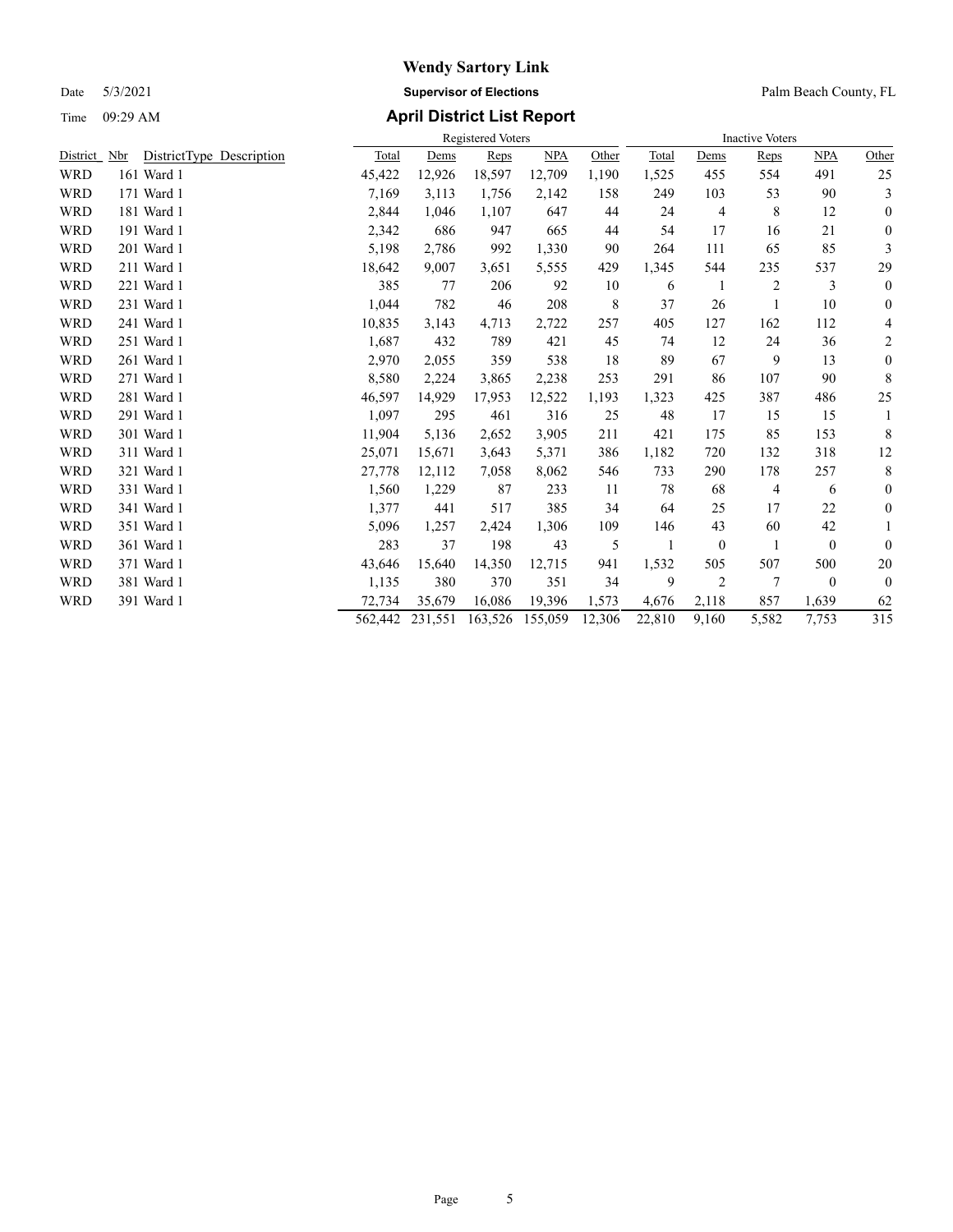# Wendy Sartory Link

Date 5/3/2021 **Supervisor of Elections** Palm Beach County, FL

Time 09:29 AM **April District List Report**

| | | | Registered Voters | | | | | Inactive Voters | | | | |
|---|---|---|---|---|---|---|---|---|---|---|---|---|
| District | Nbr | DistrictType Description | Total | Dems | Reps | NPA | Other | Total | Dems | Reps | NPA | Other |
| WRD | 161 | Ward 1 | 45,422 | 12,926 | 18,597 | 12,709 | 1,190 | 1,525 | 455 | 554 | 491 | 25 |
| WRD | 171 | Ward 1 | 7,169 | 3,113 | 1,756 | 2,142 | 158 | 249 | 103 | 53 | 90 | 3 |
| WRD | 181 | Ward 1 | 2,844 | 1,046 | 1,107 | 647 | 44 | 24 | 4 | 8 | 12 | 0 |
| WRD | 191 | Ward 1 | 2,342 | 686 | 947 | 665 | 44 | 54 | 17 | 16 | 21 | 0 |
| WRD | 201 | Ward 1 | 5,198 | 2,786 | 992 | 1,330 | 90 | 264 | 111 | 65 | 85 | 3 |
| WRD | 211 | Ward 1 | 18,642 | 9,007 | 3,651 | 5,555 | 429 | 1,345 | 544 | 235 | 537 | 29 |
| WRD | 221 | Ward 1 | 385 | 77 | 206 | 92 | 10 | 6 | 1 | 2 | 3 | 0 |
| WRD | 231 | Ward 1 | 1,044 | 782 | 46 | 208 | 8 | 37 | 26 | 1 | 10 | 0 |
| WRD | 241 | Ward 1 | 10,835 | 3,143 | 4,713 | 2,722 | 257 | 405 | 127 | 162 | 112 | 4 |
| WRD | 251 | Ward 1 | 1,687 | 432 | 789 | 421 | 45 | 74 | 12 | 24 | 36 | 2 |
| WRD | 261 | Ward 1 | 2,970 | 2,055 | 359 | 538 | 18 | 89 | 67 | 9 | 13 | 0 |
| WRD | 271 | Ward 1 | 8,580 | 2,224 | 3,865 | 2,238 | 253 | 291 | 86 | 107 | 90 | 8 |
| WRD | 281 | Ward 1 | 46,597 | 14,929 | 17,953 | 12,522 | 1,193 | 1,323 | 425 | 387 | 486 | 25 |
| WRD | 291 | Ward 1 | 1,097 | 295 | 461 | 316 | 25 | 48 | 17 | 15 | 15 | 1 |
| WRD | 301 | Ward 1 | 11,904 | 5,136 | 2,652 | 3,905 | 211 | 421 | 175 | 85 | 153 | 8 |
| WRD | 311 | Ward 1 | 25,071 | 15,671 | 3,643 | 5,371 | 386 | 1,182 | 720 | 132 | 318 | 12 |
| WRD | 321 | Ward 1 | 27,778 | 12,112 | 7,058 | 8,062 | 546 | 733 | 290 | 178 | 257 | 8 |
| WRD | 331 | Ward 1 | 1,560 | 1,229 | 87 | 233 | 11 | 78 | 68 | 4 | 6 | 0 |
| WRD | 341 | Ward 1 | 1,377 | 441 | 517 | 385 | 34 | 64 | 25 | 17 | 22 | 0 |
| WRD | 351 | Ward 1 | 5,096 | 1,257 | 2,424 | 1,306 | 109 | 146 | 43 | 60 | 42 | 1 |
| WRD | 361 | Ward 1 | 283 | 37 | 198 | 43 | 5 | 1 | 0 | 1 | 0 | 0 |
| WRD | 371 | Ward 1 | 43,646 | 15,640 | 14,350 | 12,715 | 941 | 1,532 | 505 | 507 | 500 | 20 |
| WRD | 381 | Ward 1 | 1,135 | 380 | 370 | 351 | 34 | 9 | 2 | 7 | 0 | 0 |
| WRD | 391 | Ward 1 | 72,734 | 35,679 | 16,086 | 19,396 | 1,573 | 4,676 | 2,118 | 857 | 1,639 | 62 |
| | | | 562,442 | 231,551 | 163,526 | 155,059 | 12,306 | 22,810 | 9,160 | 5,582 | 7,753 | 315 |